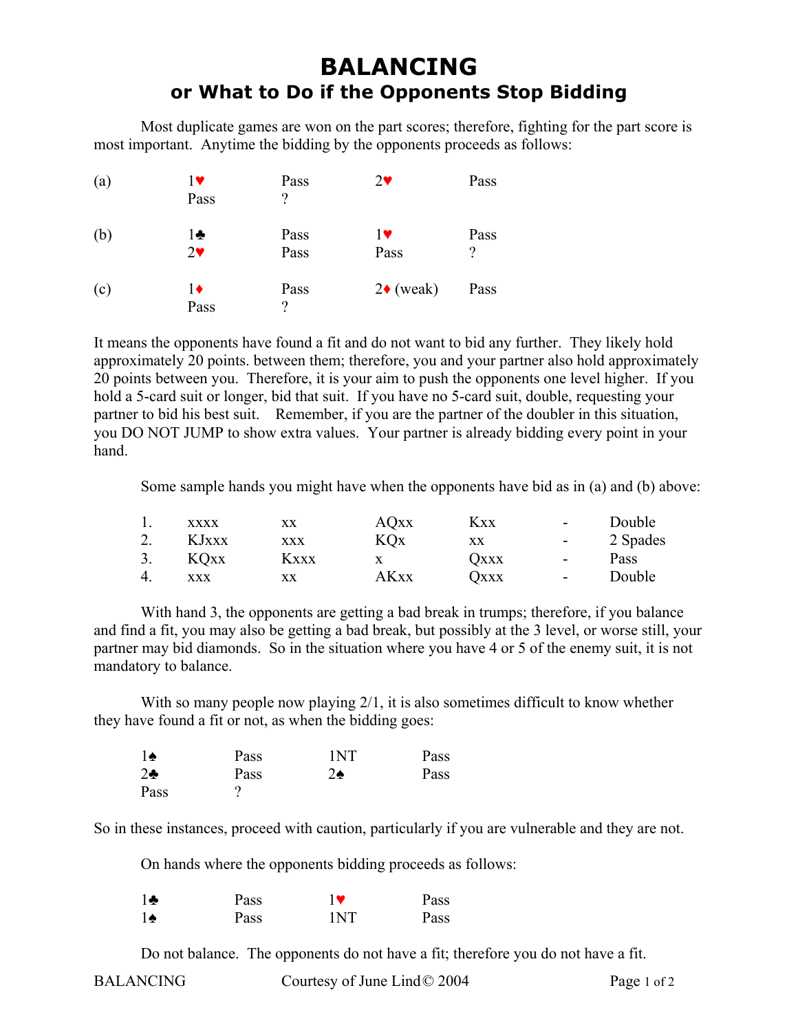# BALANCING

## or What to Do if the Opponents Stop Bidding

Most duplicate games are won on the part scores; therefore, fighting for the part score is most important. Anytime the bidding by the opponents proceeds as follows:

| | | | | |
|---|---|---|---|---|
| (a) | 1♥ | Pass | 2♥ | Pass |
| | Pass | ? | | |
| (b) | 1♣ | Pass | 1♥ | Pass |
| | 2♥ | Pass | Pass | ? |
| (c) | 1♦ | Pass | 2♦ (weak) | Pass |
| | Pass | ? | | |

It means the opponents have found a fit and do not want to bid any further. They likely hold approximately 20 points. between them; therefore, you and your partner also hold approximately 20 points between you. Therefore, it is your aim to push the opponents one level higher. If you hold a 5-card suit or longer, bid that suit. If you have no 5-card suit, double, requesting your partner to bid his best suit. Remember, if you are the partner of the doubler in this situation, you DO NOT JUMP to show extra values. Your partner is already bidding every point in your hand.

Some sample hands you might have when the opponents have bid as in (a) and (b) above:

| | | | | | | |
|---|---|---|---|---|---|---|
| 1. | xxxx | xx | AQxx | Kxx | - | Double |
| 2. | KJxxx | xxx | KQx | xx | - | 2 Spades |
| 3. | KQxx | Kxxx | x | Qxxx | - | Pass |
| 4. | xxx | xx | AKxx | Qxxx | - | Double |

With hand 3, the opponents are getting a bad break in trumps; therefore, if you balance and find a fit, you may also be getting a bad break, but possibly at the 3 level, or worse still, your partner may bid diamonds. So in the situation where you have 4 or 5 of the enemy suit, it is not mandatory to balance.

With so many people now playing 2/1, it is also sometimes difficult to know whether they have found a fit or not, as when the bidding goes:

| | | | |
|---|---|---|---|
| 1♠ | Pass | 1NT | Pass |
| 2♣ | Pass | 2♠ | Pass |
| Pass | ? | | |

So in these instances, proceed with caution, particularly if you are vulnerable and they are not.

On hands where the opponents bidding proceeds as follows:

| | | | |
|---|---|---|---|
| 1♣ | Pass | 1♥ | Pass |
| 1♠ | Pass | 1NT | Pass |

Do not balance. The opponents do not have a fit; therefore you do not have a fit.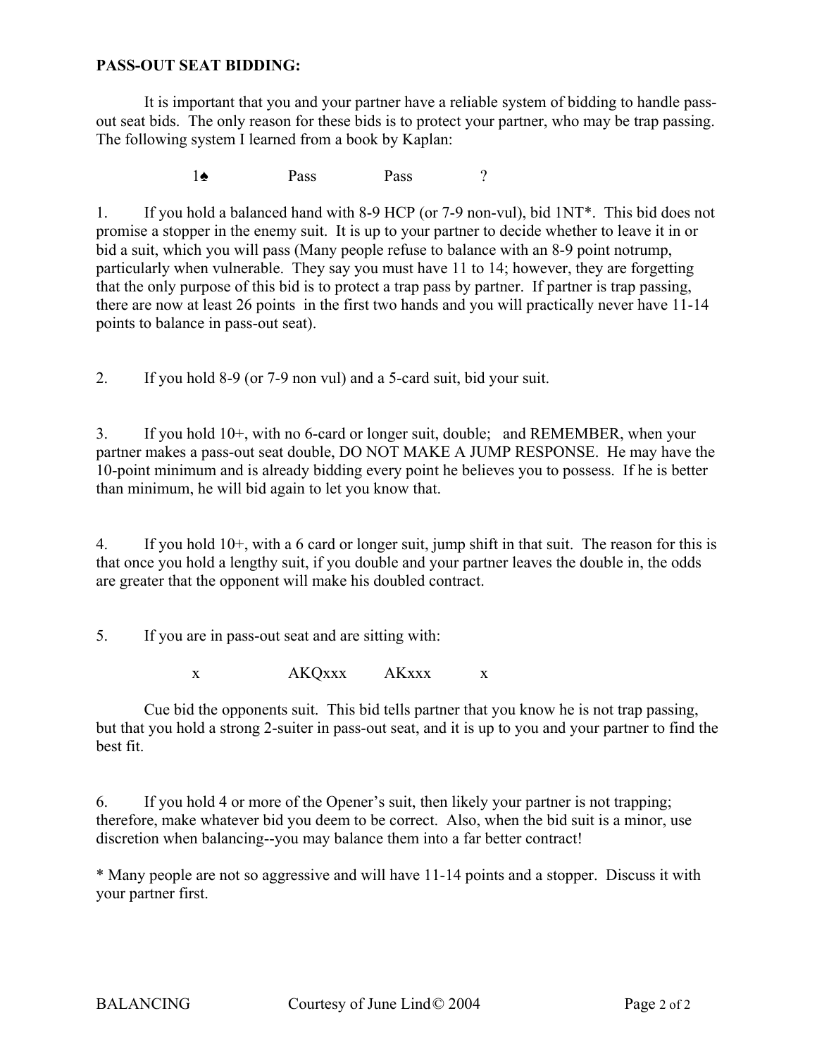**PASS-OUT SEAT BIDDING:**

It is important that you and your partner have a reliable system of bidding to handle pass-out seat bids. The only reason for these bids is to protect your partner, who may be trap passing. The following system I learned from a book by Kaplan:

| | | | |
|---|---|---|---|
| 1♠ | Pass | Pass | ? |

1. If you hold a balanced hand with 8-9 HCP (or 7-9 non-vul), bid 1NT*. This bid does not promise a stopper in the enemy suit. It is up to your partner to decide whether to leave it in or bid a suit, which you will pass (Many people refuse to balance with an 8-9 point notrump, particularly when vulnerable. They say you must have 11 to 14; however, they are forgetting that the only purpose of this bid is to protect a trap pass by partner. If partner is trap passing, there are now at least 26 points in the first two hands and you will practically never have 11-14 points to balance in pass-out seat).

2. If you hold 8-9 (or 7-9 non vul) and a 5-card suit, bid your suit.

3. If you hold 10+, with no 6-card or longer suit, double; and REMEMBER, when your partner makes a pass-out seat double, DO NOT MAKE A JUMP RESPONSE. He may have the 10-point minimum and is already bidding every point he believes you to possess. If he is better than minimum, he will bid again to let you know that.

4. If you hold 10+, with a 6 card or longer suit, jump shift in that suit. The reason for this is that once you hold a lengthy suit, if you double and your partner leaves the double in, the odds are greater that the opponent will make his doubled contract.

5. If you are in pass-out seat and are sitting with:

| | | | |
|---|---|---|---|
| x | AKQxxx | AKxxx | x |

Cue bid the opponents suit. This bid tells partner that you know he is not trap passing, but that you hold a strong 2-suiter in pass-out seat, and it is up to you and your partner to find the best fit.

6. If you hold 4 or more of the Opener's suit, then likely your partner is not trapping; therefore, make whatever bid you deem to be correct. Also, when the bid suit is a minor, use discretion when balancing--you may balance them into a far better contract!

* Many people are not so aggressive and will have 11-14 points and a stopper. Discuss it with your partner first.

BALANCING Courtesy of June Lind © 2004